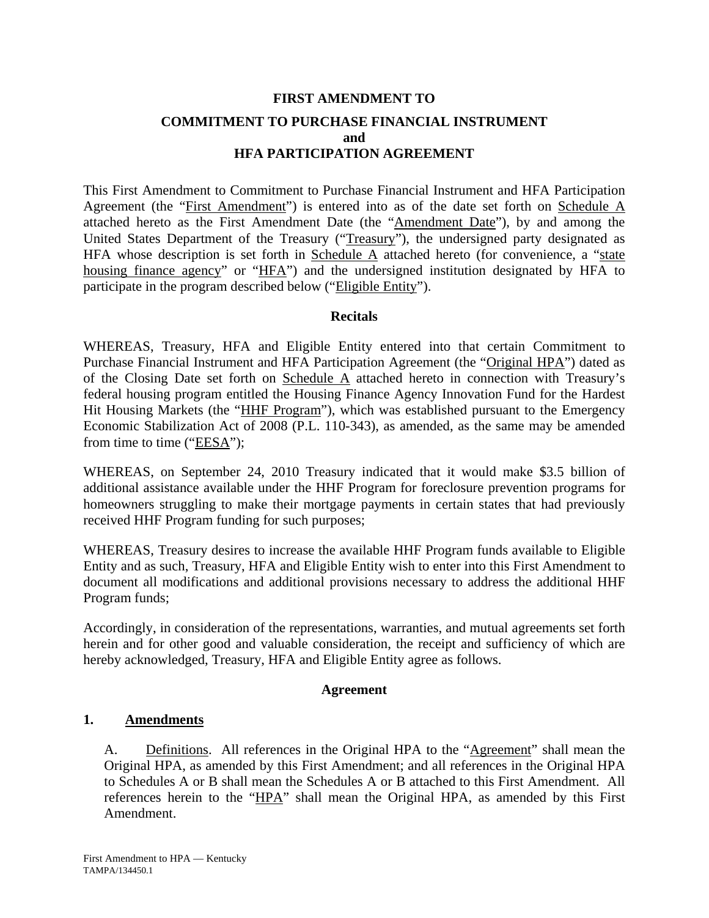# FIRST AMENDMENT TO

## COMMITMENT TO PURCHASE FINANCIAL INSTRUMENT and HFA PARTICIPATION AGREEMENT

This First Amendment to Commitment to Purchase Financial Instrument and HFA Participation Agreement (the "First Amendment") is entered into as of the date set forth on Schedule A attached hereto as the First Amendment Date (the "Amendment Date"), by and among the United States Department of the Treasury ("Treasury"), the undersigned party designated as HFA whose description is set forth in Schedule A attached hereto (for convenience, a "state housing finance agency" or "HFA") and the undersigned institution designated by HFA to participate in the program described below ("Eligible Entity").

### Recitals

WHEREAS, Treasury, HFA and Eligible Entity entered into that certain Commitment to Purchase Financial Instrument and HFA Participation Agreement (the "Original HPA") dated as of the Closing Date set forth on Schedule A attached hereto in connection with Treasury's federal housing program entitled the Housing Finance Agency Innovation Fund for the Hardest Hit Housing Markets (the "HHF Program"), which was established pursuant to the Emergency Economic Stabilization Act of 2008 (P.L. 110-343), as amended, as the same may be amended from time to time ("EESA");

WHEREAS, on September 24, 2010 Treasury indicated that it would make $3.5 billion of additional assistance available under the HHF Program for foreclosure prevention programs for homeowners struggling to make their mortgage payments in certain states that had previously received HHF Program funding for such purposes;

WHEREAS, Treasury desires to increase the available HHF Program funds available to Eligible Entity and as such, Treasury, HFA and Eligible Entity wish to enter into this First Amendment to document all modifications and additional provisions necessary to address the additional HHF Program funds;

Accordingly, in consideration of the representations, warranties, and mutual agreements set forth herein and for other good and valuable consideration, the receipt and sufficiency of which are hereby acknowledged, Treasury, HFA and Eligible Entity agree as follows.

### Agreement

**1. Amendments**

A. Definitions. All references in the Original HPA to the "Agreement" shall mean the Original HPA, as amended by this First Amendment; and all references in the Original HPA to Schedules A or B shall mean the Schedules A or B attached to this First Amendment. All references herein to the "HPA" shall mean the Original HPA, as amended by this First Amendment.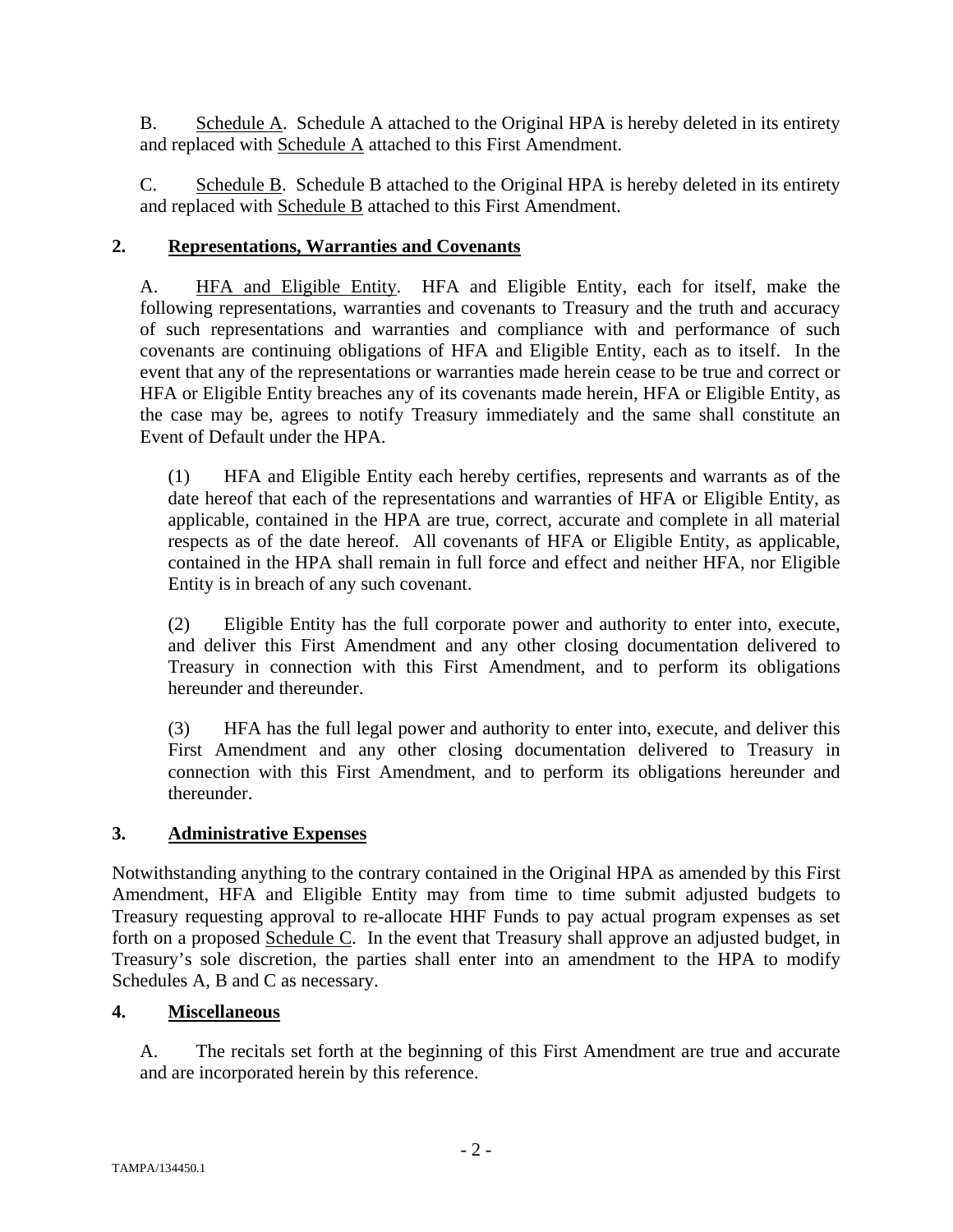B. Schedule A. Schedule A attached to the Original HPA is hereby deleted in its entirety and replaced with Schedule A attached to this First Amendment.

C. Schedule B. Schedule B attached to the Original HPA is hereby deleted in its entirety and replaced with Schedule B attached to this First Amendment.

## 2. Representations, Warranties and Covenants

A. HFA and Eligible Entity. HFA and Eligible Entity, each for itself, make the following representations, warranties and covenants to Treasury and the truth and accuracy of such representations and warranties and compliance with and performance of such covenants are continuing obligations of HFA and Eligible Entity, each as to itself. In the event that any of the representations or warranties made herein cease to be true and correct or HFA or Eligible Entity breaches any of its covenants made herein, HFA or Eligible Entity, as the case may be, agrees to notify Treasury immediately and the same shall constitute an Event of Default under the HPA.

(1) HFA and Eligible Entity each hereby certifies, represents and warrants as of the date hereof that each of the representations and warranties of HFA or Eligible Entity, as applicable, contained in the HPA are true, correct, accurate and complete in all material respects as of the date hereof. All covenants of HFA or Eligible Entity, as applicable, contained in the HPA shall remain in full force and effect and neither HFA, nor Eligible Entity is in breach of any such covenant.

(2) Eligible Entity has the full corporate power and authority to enter into, execute, and deliver this First Amendment and any other closing documentation delivered to Treasury in connection with this First Amendment, and to perform its obligations hereunder and thereunder.

(3) HFA has the full legal power and authority to enter into, execute, and deliver this First Amendment and any other closing documentation delivered to Treasury in connection with this First Amendment, and to perform its obligations hereunder and thereunder.

## 3. Administrative Expenses

Notwithstanding anything to the contrary contained in the Original HPA as amended by this First Amendment, HFA and Eligible Entity may from time to time submit adjusted budgets to Treasury requesting approval to re-allocate HHF Funds to pay actual program expenses as set forth on a proposed Schedule C. In the event that Treasury shall approve an adjusted budget, in Treasury's sole discretion, the parties shall enter into an amendment to the HPA to modify Schedules A, B and C as necessary.

## 4. Miscellaneous

A. The recitals set forth at the beginning of this First Amendment are true and accurate and are incorporated herein by this reference.

TAMPA/134450.1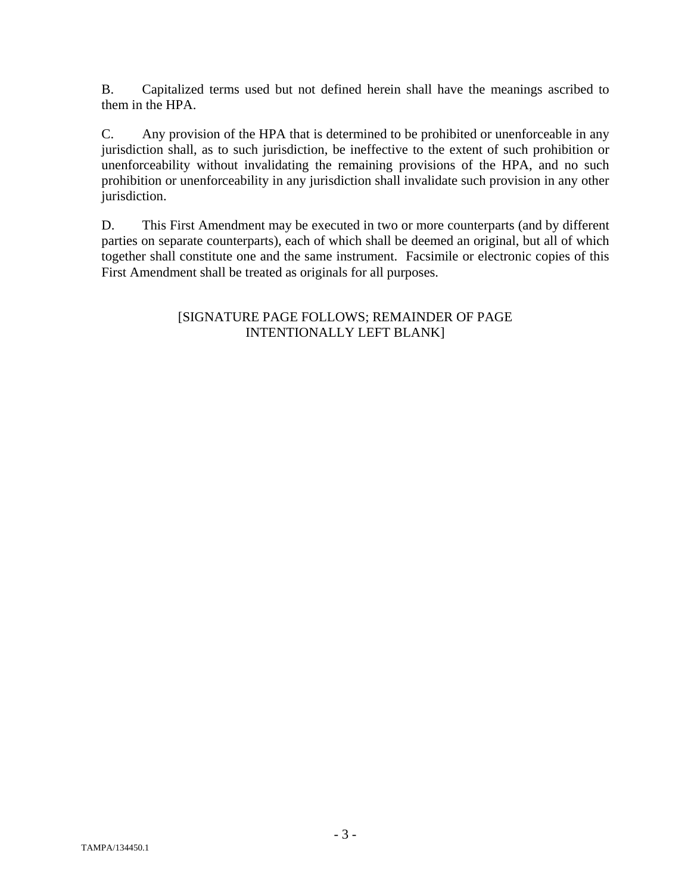B. Capitalized terms used but not defined herein shall have the meanings ascribed to them in the HPA.

C. Any provision of the HPA that is determined to be prohibited or unenforceable in any jurisdiction shall, as to such jurisdiction, be ineffective to the extent of such prohibition or unenforceability without invalidating the remaining provisions of the HPA, and no such prohibition or unenforceability in any jurisdiction shall invalidate such provision in any other jurisdiction.

D. This First Amendment may be executed in two or more counterparts (and by different parties on separate counterparts), each of which shall be deemed an original, but all of which together shall constitute one and the same instrument. Facsimile or electronic copies of this First Amendment shall be treated as originals for all purposes.

[SIGNATURE PAGE FOLLOWS; REMAINDER OF PAGE INTENTIONALLY LEFT BLANK]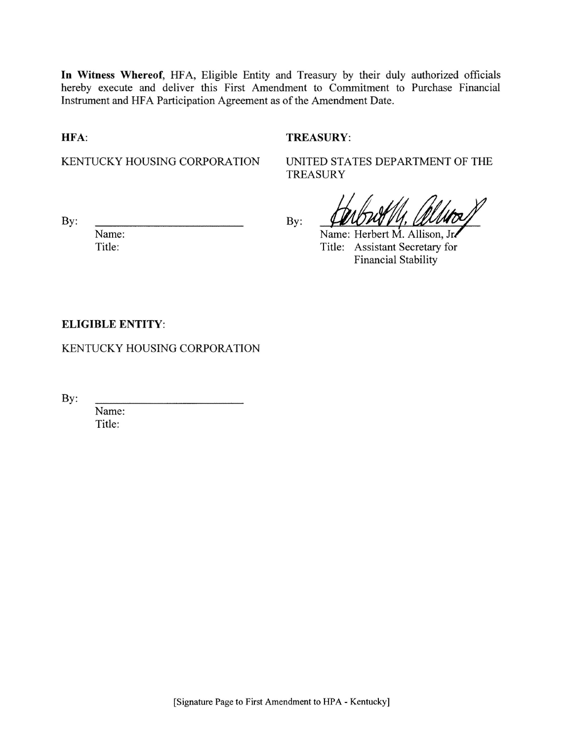**In Witness Whereof**, HFA, Eligible Entity and Treasury by their duly authorized officials hereby execute and deliver this First Amendment to Commitment to Purchase Financial Instrument and HFA Participation Agreement as of the Amendment Date.

**HFA**:

KENTUCKY HOUSING CORPORATION

By: \_\_\_\_\_\_\_\_\_\_\_\_\_\_\_\_\_\_\_\_\_\_\_\_\_

Name:
Title:

**TREASURY**:

UNITED STATES DEPARTMENT OF THE TREASURY

By: [signature]

Name: Herbert M. Allison, Jr.
Title: Assistant Secretary for Financial Stability

**ELIGIBLE ENTITY**:

KENTUCKY HOUSING CORPORATION

By: \_\_\_\_\_\_\_\_\_\_\_\_\_\_\_\_\_\_\_\_\_\_\_\_\_

Name:
Title:

[Signature Page to First Amendment to HPA - Kentucky]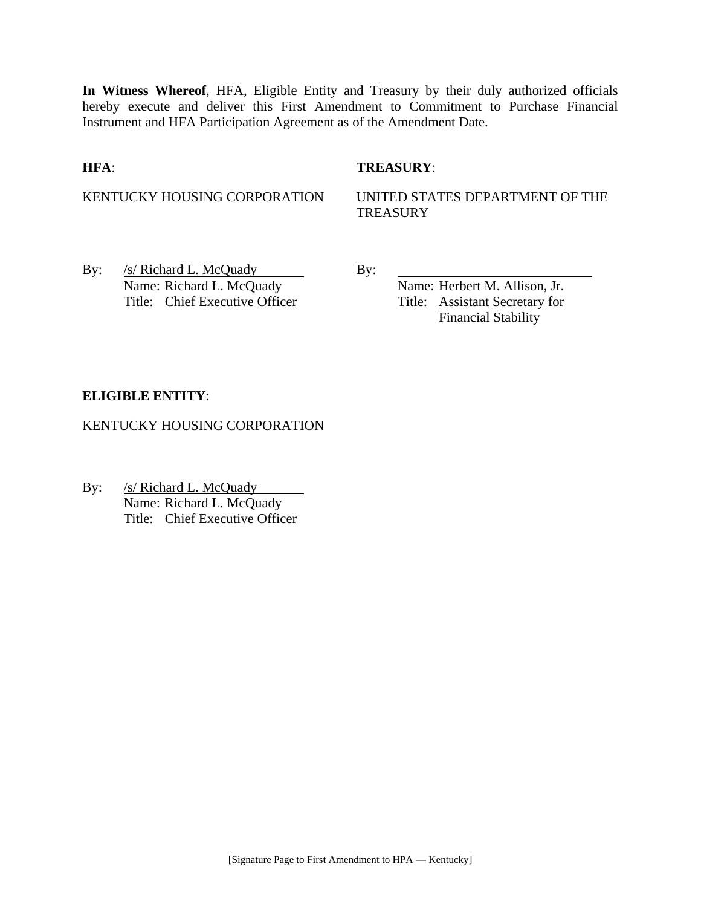**In Witness Whereof**, HFA, Eligible Entity and Treasury by their duly authorized officials hereby execute and deliver this First Amendment to Commitment to Purchase Financial Instrument and HFA Participation Agreement as of the Amendment Date.

**HFA**:

KENTUCKY HOUSING CORPORATION

By: /s/ Richard L. McQuady
Name: Richard L. McQuady
Title: Chief Executive Officer

**TREASURY**:

UNITED STATES DEPARTMENT OF THE TREASURY

By: ______________________________
Name: Herbert M. Allison, Jr.
Title: Assistant Secretary for Financial Stability

**ELIGIBLE ENTITY**:

KENTUCKY HOUSING CORPORATION

By: /s/ Richard L. McQuady
Name: Richard L. McQuady
Title: Chief Executive Officer

[Signature Page to First Amendment to HPA — Kentucky]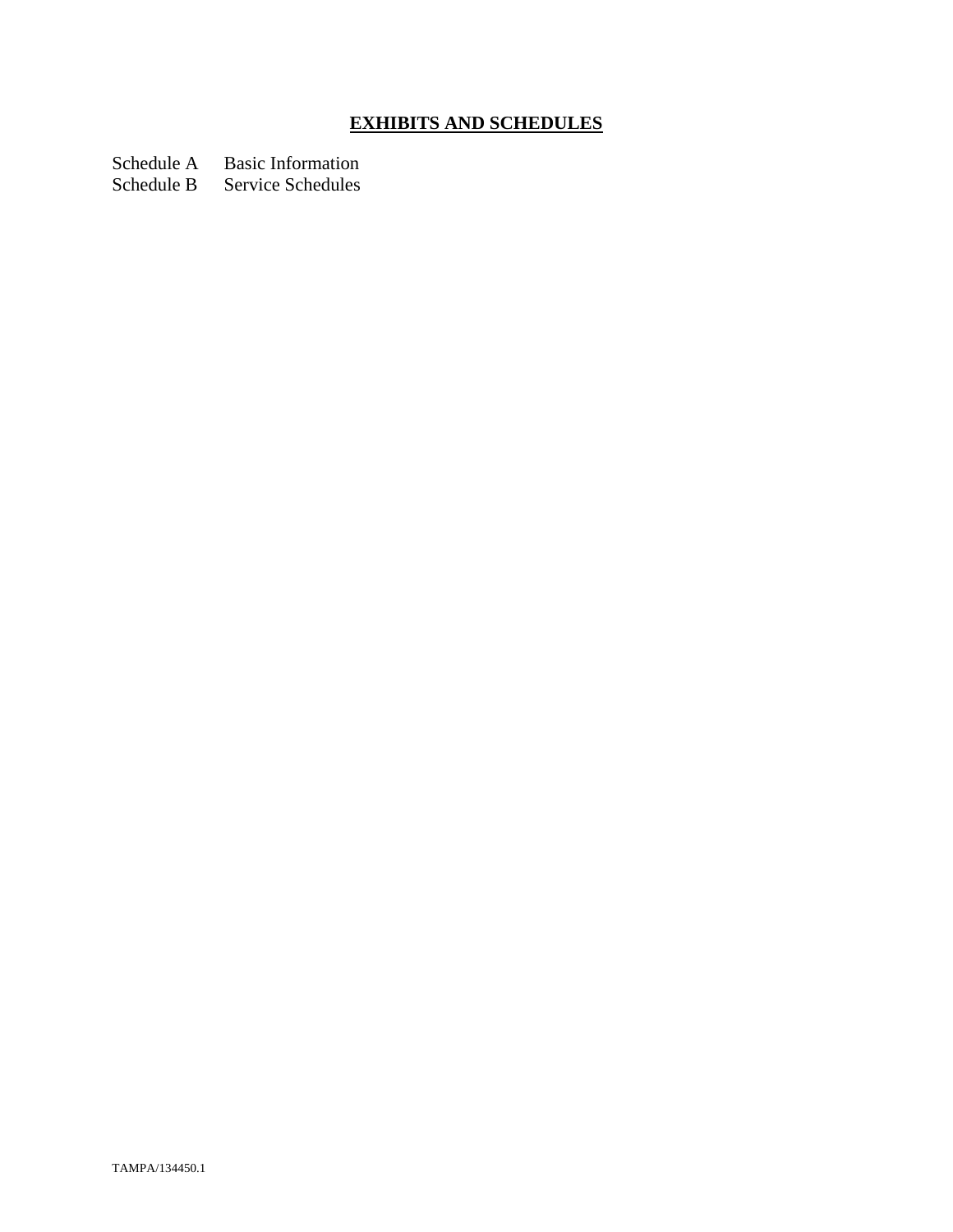## **<u>EXHIBITS AND SCHEDULES</u>**

Schedule A Basic Information
Schedule B Service Schedules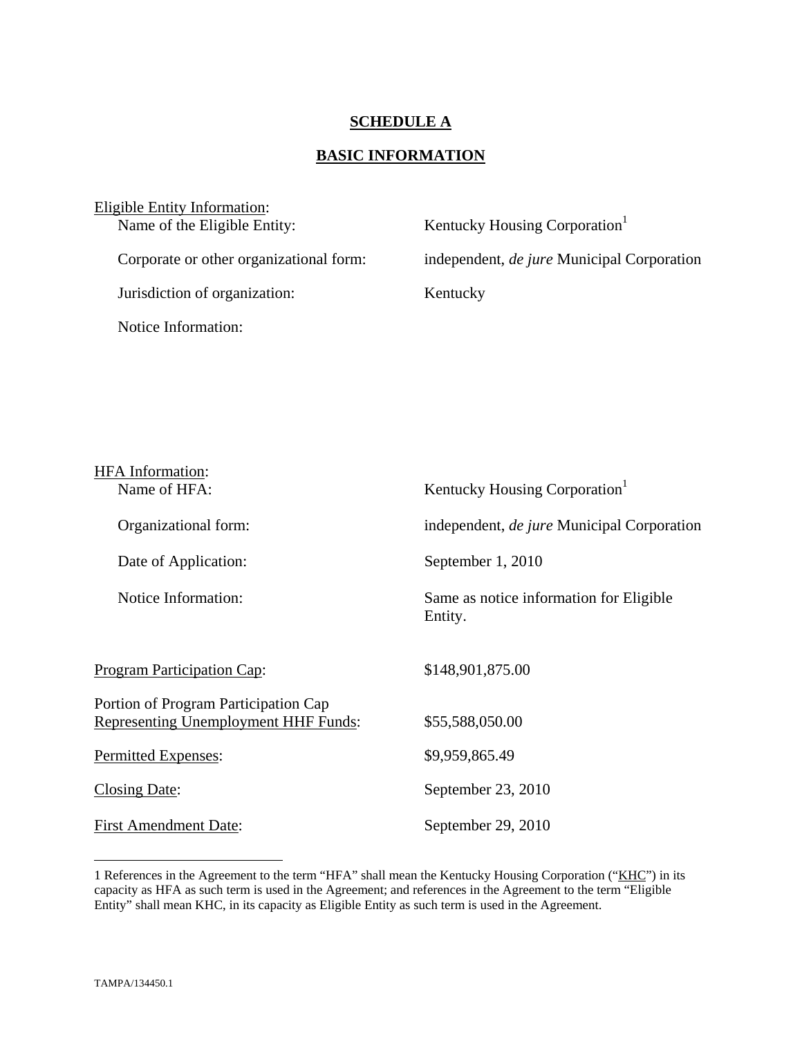**SCHEDULE A**

**BASIC INFORMATION**

Eligible Entity Information:

| | |
|---|---|
| Name of the Eligible Entity: | Kentucky Housing Corporation[1] |
| Corporate or other organizational form: | independent, *de jure* Municipal Corporation |
| Jurisdiction of organization: | Kentucky |
| Notice Information: | |

HFA Information:

| | |
|---|---|
| Name of HFA: | Kentucky Housing Corporation[1] |
| Organizational form: | independent, *de jure* Municipal Corporation |
| Date of Application: | September 1, 2010 |
| Notice Information: | Same as notice information for Eligible Entity. |

| | |
|---|---|
| Program Participation Cap: | $148,901,875.00 |
| Portion of Program Participation Cap Representing Unemployment HHF Funds: | $55,588,050.00 |
| Permitted Expenses: | $9,959,865.49 |
| Closing Date: | September 23, 2010 |
| First Amendment Date: | September 29, 2010 |

1 References in the Agreement to the term "HFA" shall mean the Kentucky Housing Corporation ("KHC") in its capacity as HFA as such term is used in the Agreement; and references in the Agreement to the term "Eligible Entity" shall mean KHC, in its capacity as Eligible Entity as such term is used in the Agreement.

TAMPA/134450.1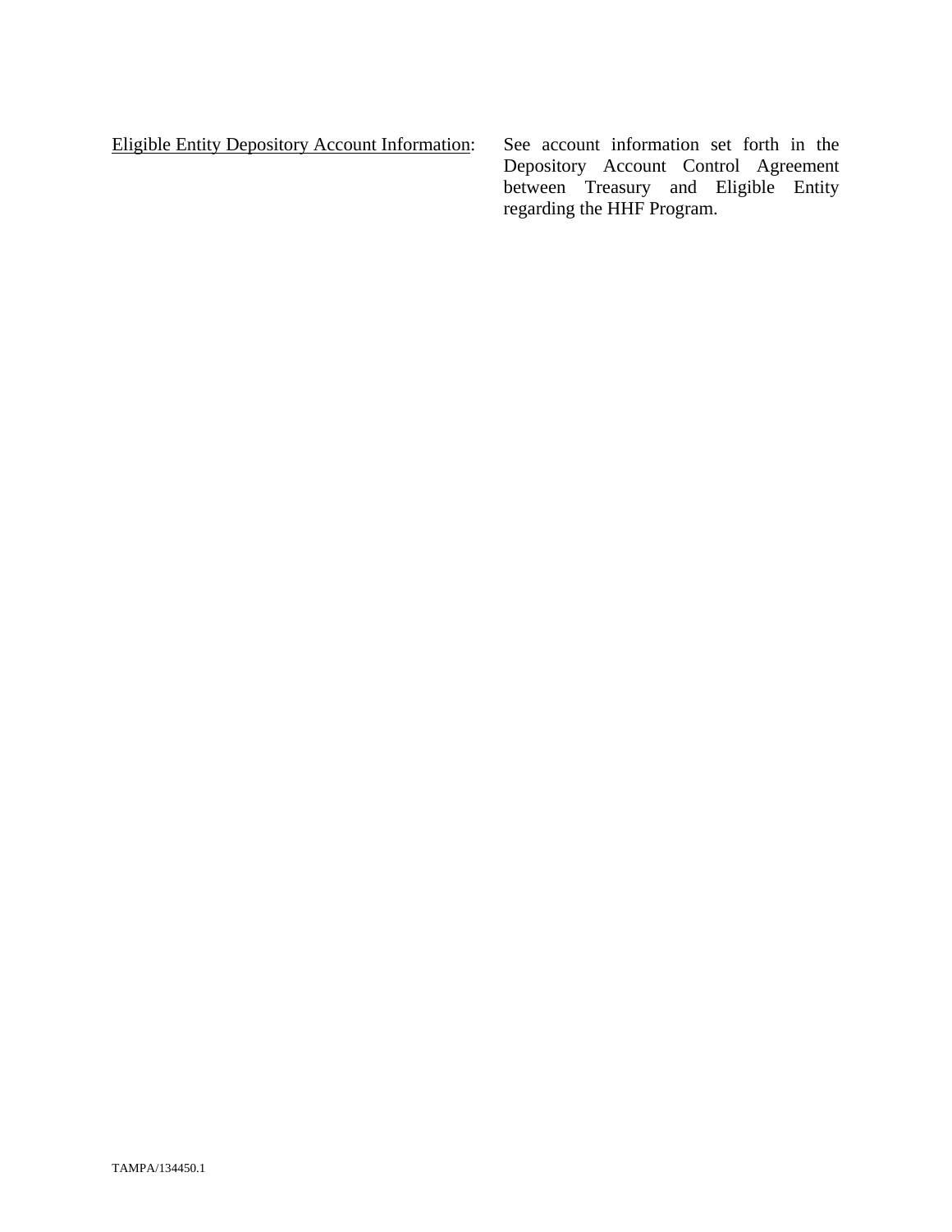<u>Eligible Entity Depository Account Information</u>: See account information set forth in the Depository Account Control Agreement between Treasury and Eligible Entity regarding the HHF Program.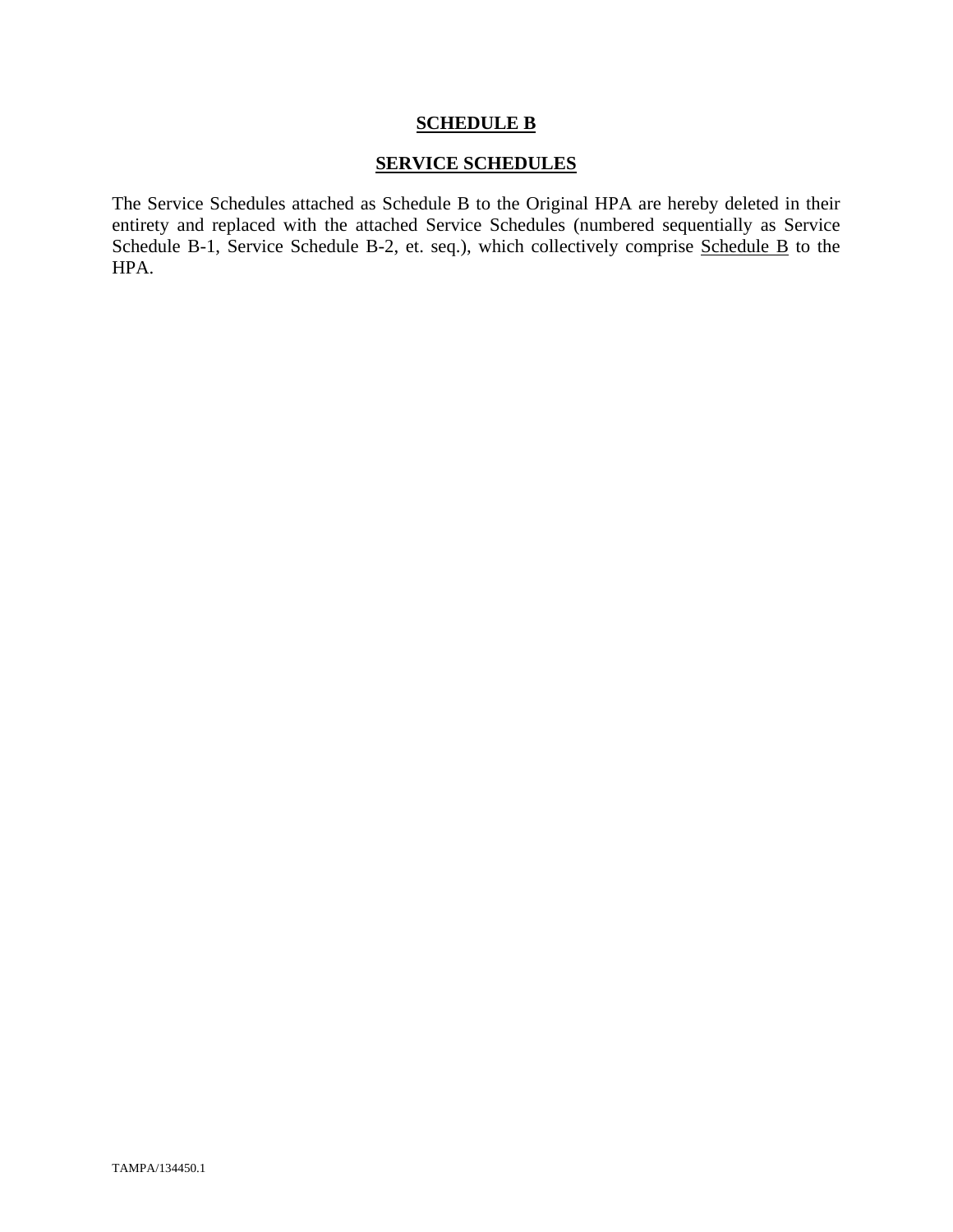**SCHEDULE B**

**SERVICE SCHEDULES**

The Service Schedules attached as Schedule B to the Original HPA are hereby deleted in their entirety and replaced with the attached Service Schedules (numbered sequentially as Service Schedule B-1, Service Schedule B-2, et. seq.), which collectively comprise Schedule B to the HPA.

TAMPA/134450.1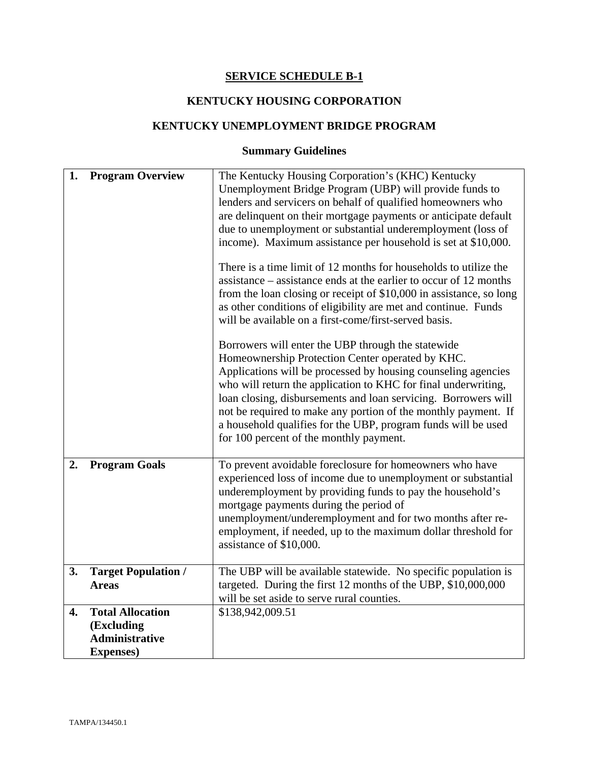# SERVICE SCHEDULE B-1

## KENTUCKY HOUSING CORPORATION

## KENTUCKY UNEMPLOYMENT BRIDGE PROGRAM

### Summary Guidelines

| | |
|---|---|
| **1. Program Overview** | The Kentucky Housing Corporation's (KHC) Kentucky Unemployment Bridge Program (UBP) will provide funds to lenders and servicers on behalf of qualified homeowners who are delinquent on their mortgage payments or anticipate default due to unemployment or substantial underemployment (loss of income). Maximum assistance per household is set at \$10,000.<br><br>There is a time limit of 12 months for households to utilize the assistance – assistance ends at the earlier to occur of 12 months from the loan closing or receipt of \$10,000 in assistance, so long as other conditions of eligibility are met and continue. Funds will be available on a first-come/first-served basis.<br><br>Borrowers will enter the UBP through the statewide Homeownership Protection Center operated by KHC. Applications will be processed by housing counseling agencies who will return the application to KHC for final underwriting, loan closing, disbursements and loan servicing. Borrowers will not be required to make any portion of the monthly payment. If a household qualifies for the UBP, program funds will be used for 100 percent of the monthly payment. |
| **2. Program Goals** | To prevent avoidable foreclosure for homeowners who have experienced loss of income due to unemployment or substantial underemployment by providing funds to pay the household's mortgage payments during the period of unemployment/underemployment and for two months after re-employment, if needed, up to the maximum dollar threshold for assistance of \$10,000. |
| **3. Target Population / Areas** | The UBP will be available statewide. No specific population is targeted. During the first 12 months of the UBP, \$10,000,000 will be set aside to serve rural counties. |
| **4. Total Allocation (Excluding Administrative Expenses)** | \$138,942,009.51 |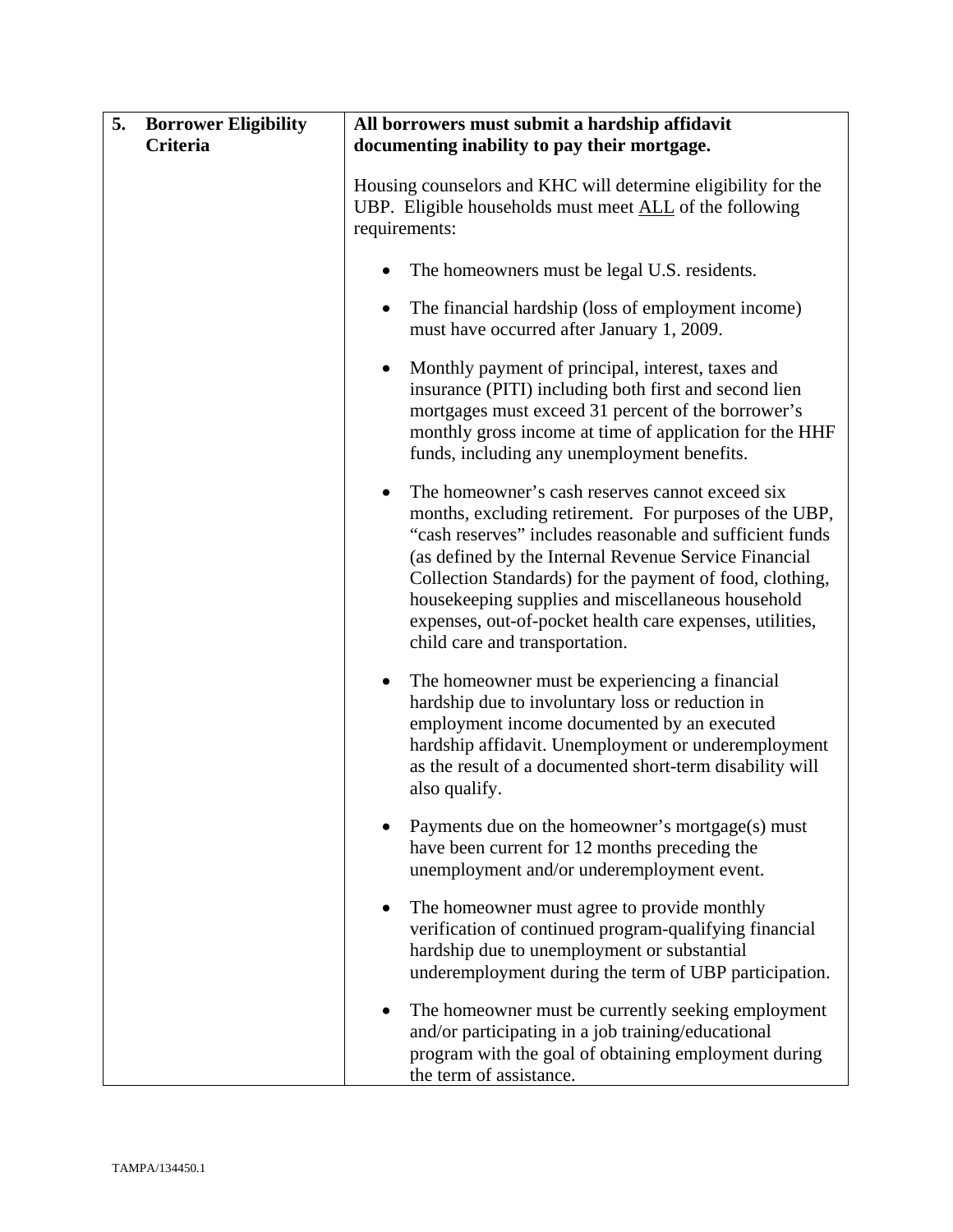| 5. **Borrower Eligibility Criteria** | **All borrowers must submit a hardship affidavit documenting inability to pay their mortgage.**<br><br>Housing counselors and KHC will determine eligibility for the UBP. Eligible households must meet <u>ALL</u> of the following requirements:<br><br>• The homeowners must be legal U.S. residents.<br><br>• The financial hardship (loss of employment income) must have occurred after January 1, 2009.<br><br>• Monthly payment of principal, interest, taxes and insurance (PITI) including both first and second lien mortgages must exceed 31 percent of the borrower's monthly gross income at time of application for the HHF funds, including any unemployment benefits.<br><br>• The homeowner's cash reserves cannot exceed six months, excluding retirement. For purposes of the UBP, "cash reserves" includes reasonable and sufficient funds (as defined by the Internal Revenue Service Financial Collection Standards) for the payment of food, clothing, housekeeping supplies and miscellaneous household expenses, out-of-pocket health care expenses, utilities, child care and transportation.<br><br>• The homeowner must be experiencing a financial hardship due to involuntary loss or reduction in employment income documented by an executed hardship affidavit. Unemployment or underemployment as the result of a documented short-term disability will also qualify.<br><br>• Payments due on the homeowner's mortgage(s) must have been current for 12 months preceding the unemployment and/or underemployment event.<br><br>• The homeowner must agree to provide monthly verification of continued program-qualifying financial hardship due to unemployment or substantial underemployment during the term of UBP participation.<br><br>• The homeowner must be currently seeking employment and/or participating in a job training/educational program with the goal of obtaining employment during the term of assistance. |
|---|---|

TAMPA/134450.1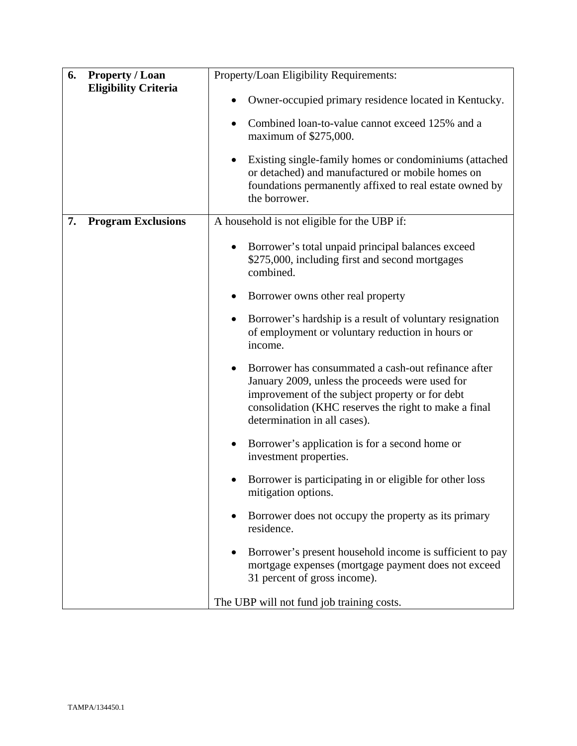| | |
|---|---|
| **6. Property / Loan Eligibility Criteria** | Property/Loan Eligibility Requirements:<br><br>• Owner-occupied primary residence located in Kentucky.<br><br>• Combined loan-to-value cannot exceed 125% and a maximum of $275,000.<br><br>• Existing single-family homes or condominiums (attached or detached) and manufactured or mobile homes on foundations permanently affixed to real estate owned by the borrower. |
| **7. Program Exclusions** | A household is not eligible for the UBP if:<br><br>• Borrower's total unpaid principal balances exceed $275,000, including first and second mortgages combined.<br><br>• Borrower owns other real property<br><br>• Borrower's hardship is a result of voluntary resignation of employment or voluntary reduction in hours or income.<br><br>• Borrower has consummated a cash-out refinance after January 2009, unless the proceeds were used for improvement of the subject property or for debt consolidation (KHC reserves the right to make a final determination in all cases).<br><br>• Borrower's application is for a second home or investment properties.<br><br>• Borrower is participating in or eligible for other loss mitigation options.<br><br>• Borrower does not occupy the property as its primary residence.<br><br>• Borrower's present household income is sufficient to pay mortgage expenses (mortgage payment does not exceed 31 percent of gross income).<br><br>The UBP will not fund job training costs. |

TAMPA/134450.1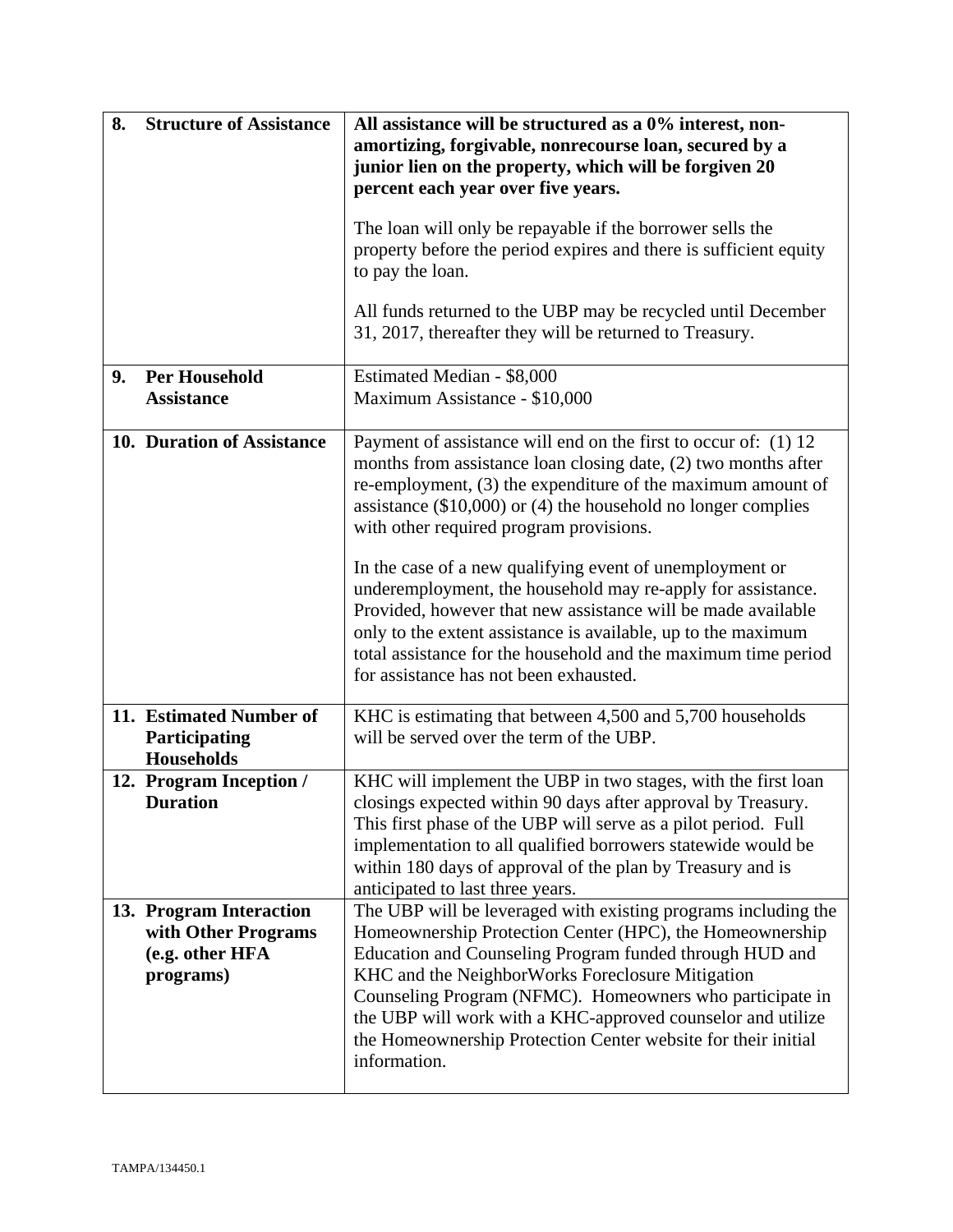| | |
|---|---|
| **8. Structure of Assistance** | **All assistance will be structured as a 0% interest, non-amortizing, forgivable, nonrecourse loan, secured by a junior lien on the property, which will be forgiven 20 percent each year over five years.**<br><br>The loan will only be repayable if the borrower sells the property before the period expires and there is sufficient equity to pay the loan.<br><br>All funds returned to the UBP may be recycled until December 31, 2017, thereafter they will be returned to Treasury. |
| **9. Per Household Assistance** | Estimated Median - $8,000<br>Maximum Assistance - $10,000 |
| **10. Duration of Assistance** | Payment of assistance will end on the first to occur of: (1) 12 months from assistance loan closing date, (2) two months after re-employment, (3) the expenditure of the maximum amount of assistance ($10,000) or (4) the household no longer complies with other required program provisions.<br><br>In the case of a new qualifying event of unemployment or underemployment, the household may re-apply for assistance. Provided, however that new assistance will be made available only to the extent assistance is available, up to the maximum total assistance for the household and the maximum time period for assistance has not been exhausted. |
| **11. Estimated Number of Participating Households** | KHC is estimating that between 4,500 and 5,700 households will be served over the term of the UBP. |
| **12. Program Inception / Duration** | KHC will implement the UBP in two stages, with the first loan closings expected within 90 days after approval by Treasury. This first phase of the UBP will serve as a pilot period. Full implementation to all qualified borrowers statewide would be within 180 days of approval of the plan by Treasury and is anticipated to last three years. |
| **13. Program Interaction with Other Programs (e.g. other HFA programs)** | The UBP will be leveraged with existing programs including the Homeownership Protection Center (HPC), the Homeownership Education and Counseling Program funded through HUD and KHC and the NeighborWorks Foreclosure Mitigation Counseling Program (NFMC). Homeowners who participate in the UBP will work with a KHC-approved counselor and utilize the Homeownership Protection Center website for their initial information. |

TAMPA/134450.1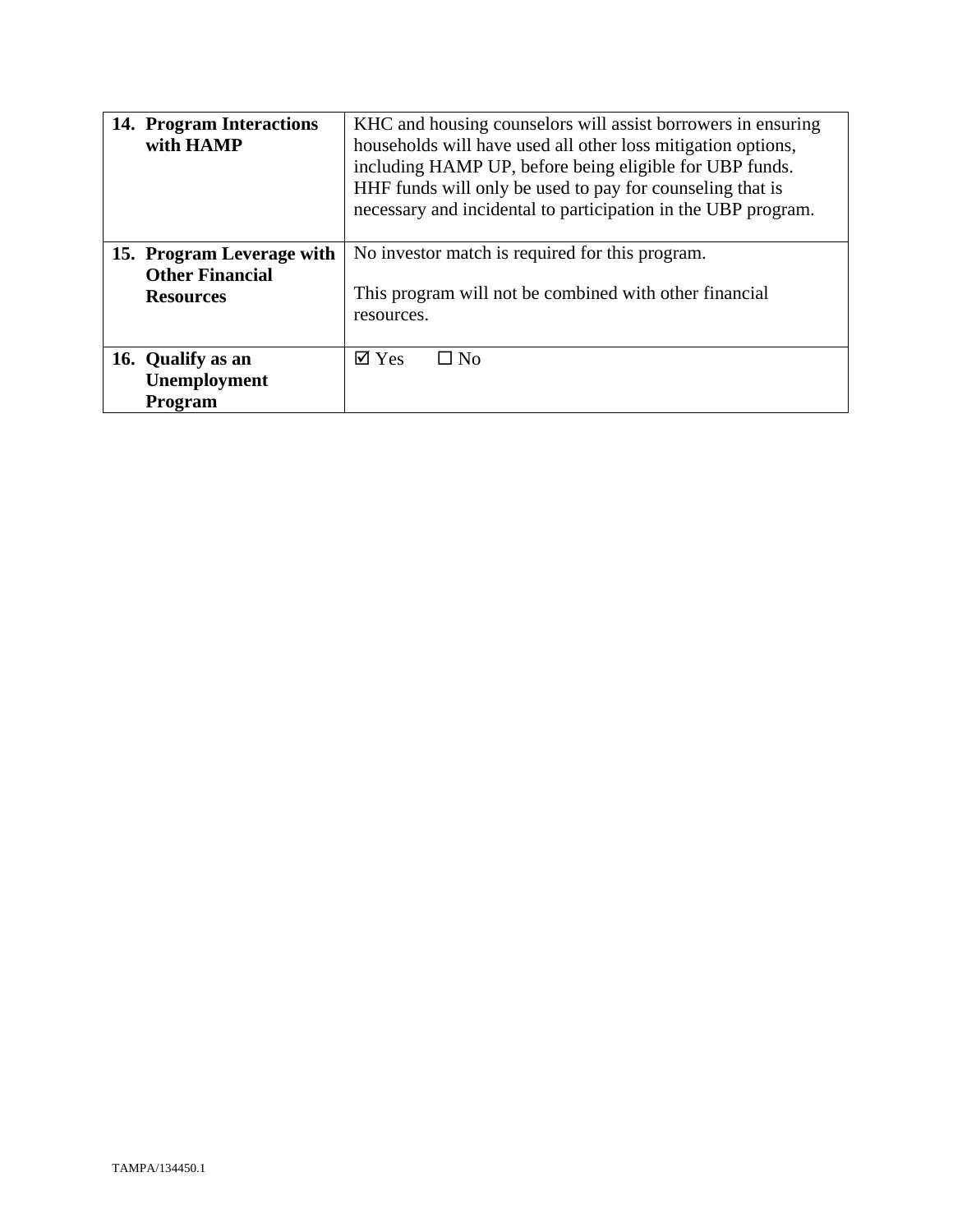| | |
|---|---|
| **14. Program Interactions with HAMP** | KHC and housing counselors will assist borrowers in ensuring households will have used all other loss mitigation options, including HAMP UP, before being eligible for UBP funds. HHF funds will only be used to pay for counseling that is necessary and incidental to participation in the UBP program. |
| **15. Program Leverage with Other Financial Resources** | No investor match is required for this program.<br><br>This program will not be combined with other financial resources. |
| **16. Qualify as an Unemployment Program** | ☑ Yes ☐ No |